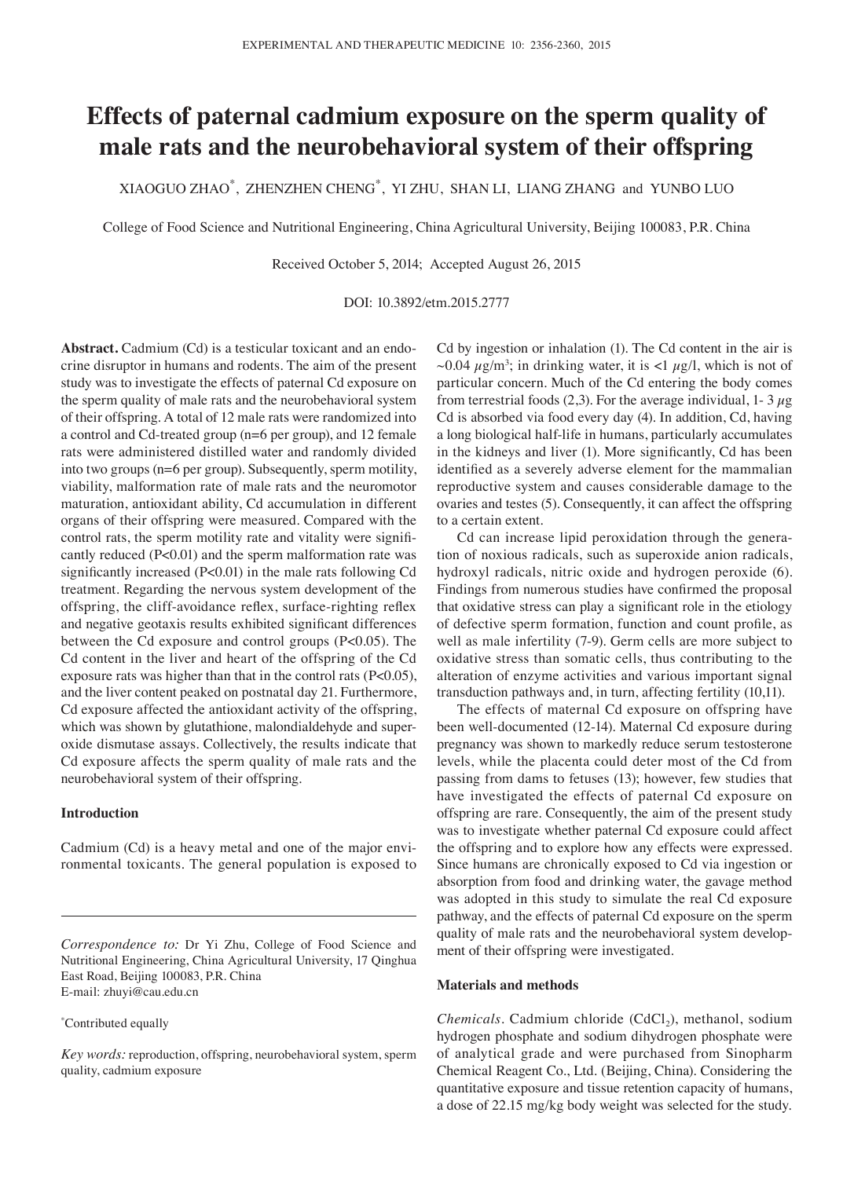# Effects of paternal cadmium exposure on the sperm quality of male rats and the neurobehavioral system of their offspring

XIAOGUO ZHAO[*], ZHENZHEN CHENG[*], YI ZHU, SHAN LI, LIANG ZHANG and YUNBO LUO

College of Food Science and Nutritional Engineering, China Agricultural University, Beijing 100083, P.R. China

Received October 5, 2014; Accepted August 26, 2015

DOI: 10.3892/etm.2015.2777

**Abstract.** Cadmium (Cd) is a testicular toxicant and an endocrine disruptor in humans and rodents. The aim of the present study was to investigate the effects of paternal Cd exposure on the sperm quality of male rats and the neurobehavioral system of their offspring. A total of 12 male rats were randomized into a control and Cd-treated group (n=6 per group), and 12 female rats were administered distilled water and randomly divided into two groups (n=6 per group). Subsequently, sperm motility, viability, malformation rate of male rats and the neuromotor maturation, antioxidant ability, Cd accumulation in different organs of their offspring were measured. Compared with the control rats, the sperm motility rate and vitality were significantly reduced ($P<0.01$) and the sperm malformation rate was significantly increased ($P<0.01$) in the male rats following Cd treatment. Regarding the nervous system development of the offspring, the cliff-avoidance reflex, surface-righting reflex and negative geotaxis results exhibited significant differences between the Cd exposure and control groups ($P<0.05$). The Cd content in the liver and heart of the offspring of the Cd exposure rats was higher than that in the control rats ($P<0.05$), and the liver content peaked on postnatal day 21. Furthermore, Cd exposure affected the antioxidant activity of the offspring, which was shown by glutathione, malondialdehyde and superoxide dismutase assays. Collectively, the results indicate that Cd exposure affects the sperm quality of male rats and the neurobehavioral system of their offspring.

## Introduction

Cadmium (Cd) is a heavy metal and one of the major environmental toxicants. The general population is exposed to Cd by ingestion or inhalation (1). The Cd content in the air is ~0.04 $\mu g/m^3$; in drinking water, it is <1 $\mu g/l$, which is not of particular concern. Much of the Cd entering the body comes from terrestrial foods (2,3). For the average individual, 1- 3 $\mu g$ Cd is absorbed via food every day (4). In addition, Cd, having a long biological half-life in humans, particularly accumulates in the kidneys and liver (1). More significantly, Cd has been identified as a severely adverse element for the mammalian reproductive system and causes considerable damage to the ovaries and testes (5). Consequently, it can affect the offspring to a certain extent.

Cd can increase lipid peroxidation through the generation of noxious radicals, such as superoxide anion radicals, hydroxyl radicals, nitric oxide and hydrogen peroxide (6). Findings from numerous studies have confirmed the proposal that oxidative stress can play a significant role in the etiology of defective sperm formation, function and count profile, as well as male infertility (7-9). Germ cells are more subject to oxidative stress than somatic cells, thus contributing to the alteration of enzyme activities and various important signal transduction pathways and, in turn, affecting fertility (10,11).

The effects of maternal Cd exposure on offspring have been well-documented (12-14). Maternal Cd exposure during pregnancy was shown to markedly reduce serum testosterone levels, while the placenta could deter most of the Cd from passing from dams to fetuses (13); however, few studies that have investigated the effects of paternal Cd exposure on offspring are rare. Consequently, the aim of the present study was to investigate whether paternal Cd exposure could affect the offspring and to explore how any effects were expressed. Since humans are chronically exposed to Cd via ingestion or absorption from food and drinking water, the gavage method was adopted in this study to simulate the real Cd exposure pathway, and the effects of paternal Cd exposure on the sperm quality of male rats and the neurobehavioral system development of their offspring were investigated.

## Materials and methods

*Chemicals.* Cadmium chloride ($CdCl_2$), methanol, sodium hydrogen phosphate and sodium dihydrogen phosphate were of analytical grade and were purchased from Sinopharm Chemical Reagent Co., Ltd. (Beijing, China). Considering the quantitative exposure and tissue retention capacity of humans, a dose of 22.15 mg/kg body weight was selected for the study.

---

*Correspondence to:* Dr Yi Zhu, College of Food Science and Nutritional Engineering, China Agricultural University, 17 Qinghua East Road, Beijing 100083, P.R. China
E-mail: zhuyi@cau.edu.cn

[*]Contributed equally

*Key words:* reproduction, offspring, neurobehavioral system, sperm quality, cadmium exposure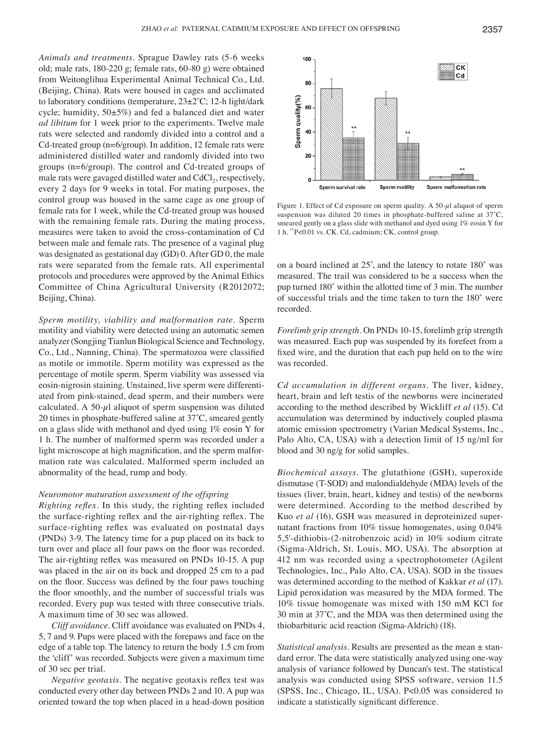*Animals and treatments.* Sprague Dawley rats (5-6 weeks old; male rats, 180-220 g; female rats, 60-80 g) were obtained from Weitonglihua Experimental Animal Technical Co., Ltd. (Beijing, China). Rats were housed in cages and acclimated to laboratory conditions (temperature, 23±2˚C; 12-h light/dark cycle; humidity, 50±5%) and fed a balanced diet and water *ad libitum* for 1 week prior to the experiments. Twelve male rats were selected and randomly divided into a control and a Cd-treated group (n=6/group). In addition, 12 female rats were administered distilled water and randomly divided into two groups (n=6/group). The control and Cd-treated groups of male rats were gavaged distilled water and $CdCl_2$, respectively, every 2 days for 9 weeks in total. For mating purposes, the control group was housed in the same cage as one group of female rats for 1 week, while the Cd-treated group was housed with the remaining female rats. During the mating process, measures were taken to avoid the cross-contamination of Cd between male and female rats. The presence of a vaginal plug was designated as gestational day (GD) 0. After GD 0, the male rats were separated from the female rats. All experimental protocols and procedures were approved by the Animal Ethics Committee of China Agricultural University (R2012072; Beijing, China).

*Sperm motility, viability and malformation rate.* Sperm motility and viability were detected using an automatic semen analyzer (Songjing Tianlun Biological Science and Technology, Co., Ltd., Nanning, China). The spermatozoa were classified as motile or immotile. Sperm motility was expressed as the percentage of motile sperm. Sperm viability was assessed via eosin-nigrosin staining. Unstained, live sperm were differentiated from pink-stained, dead sperm, and their numbers were calculated. A 50-$\mu$l aliquot of sperm suspension was diluted 20 times in phosphate-buffered saline at 37˚C, smeared gently on a glass slide with methanol and dyed using 1% eosin Y for 1 h. The number of malformed sperm was recorded under a light microscope at high magnification, and the sperm malformation rate was calculated. Malformed sperm included an abnormality of the head, rump and body.

*Neuromotor maturation assessment of the offspring*

*Righting reflex.* In this study, the righting reflex included the surface-righting reflex and the air-righting reflex. The surface-righting reflex was evaluated on postnatal days (PNDs) 3-9. The latency time for a pup placed on its back to turn over and place all four paws on the floor was recorded. The air-righting reflex was measured on PNDs 10-15. A pup was placed in the air on its back and dropped 25 cm to a pad on the floor. Success was defined by the four paws touching the floor smoothly, and the number of successful trials was recorded. Every pup was tested with three consecutive trials. A maximum time of 30 sec was allowed.

*Cliff avoidance.* Cliff avoidance was evaluated on PNDs 4, 5, 7 and 9. Pups were placed with the forepaws and face on the edge of a table top. The latency to return the body 1.5 cm from the 'cliff' was recorded. Subjects were given a maximum time of 30 sec per trial.

*Negative geotaxis.* The negative geotaxis reflex test was conducted every other day between PNDs 2 and 10. A pup was oriented toward the top when placed in a head-down position on a board inclined at 25˚, and the latency to rotate 180˚ was measured. The trail was considered to be a success when the pup turned 180˚ within the allotted time of 3 min. The number of successful trials and the time taken to turn the 180˚ were recorded.

Figure 1. Effect of Cd exposure on sperm quality. A 50-$\mu$l aliquot of sperm suspension was diluted 20 times in phosphate-buffered saline at 37˚C, smeared gently on a glass slide with methanol and dyed using 1% eosin Y for 1 h. **P<0.01 vs. CK. Cd, cadmium; CK, control group.

*Forelimb grip strength.* On PNDs 10-15, forelimb grip strength was measured. Each pup was suspended by its forefeet from a fixed wire, and the duration that each pup held on to the wire was recorded.

*Cd accumulation in different organs.* The liver, kidney, heart, brain and left testis of the newborns were incinerated according to the method described by Wickliff *et al* (15). Cd accumulation was determined by inductively coupled plasma atomic emission spectrometry (Varian Medical Systems, Inc., Palo Alto, CA, USA) with a detection limit of 15 ng/ml for blood and 30 ng/g for solid samples.

*Biochemical assays.* The glutathione (GSH), superoxide dismutase (T-SOD) and malondialdehyde (MDA) levels of the tissues (liver, brain, heart, kidney and testis) of the newborns were determined. According to the method described by Kuo *et al* (16), GSH was measured in deproteinized supernatant fractions from 10% tissue homogenates, using 0.04% 5,5'-dithiobis-(2-nitrobenzoic acid) in 10% sodium citrate (Sigma-Aldrich, St. Louis, MO, USA). The absorption at 412 nm was recorded using a spectrophotometer (Agilent Technologies, Inc., Palo Alto, CA, USA). SOD in the tissues was determined according to the method of Kakkar *et al* (17). Lipid peroxidation was measured by the MDA formed. The 10% tissue homogenate was mixed with 150 mM KCl for 30 min at 37˚C, and the MDA was then determined using the thiobarbituric acid reaction (Sigma-Aldrich) (18).

*Statistical analysis.* Results are presented as the mean ± standard error. The data were statistically analyzed using one-way analysis of variance followed by Duncan's test. The statistical analysis was conducted using SPSS software, version 11.5 (SPSS, Inc., Chicago, IL, USA). P<0.05 was considered to indicate a statistically significant difference.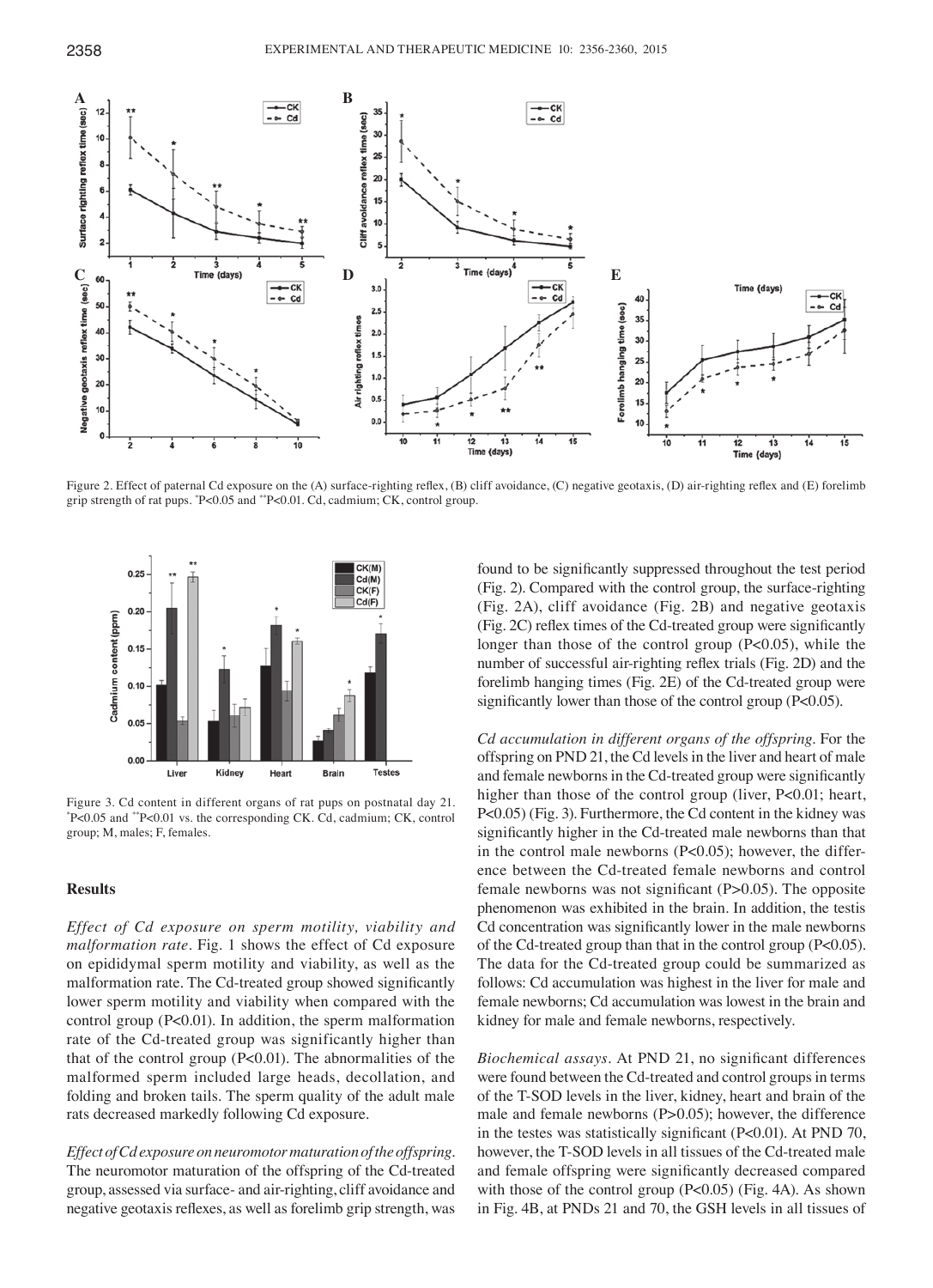Figure 2. Effect of paternal Cd exposure on the (A) surface-righting reflex, (B) cliff avoidance, (C) negative geotaxis, (D) air-righting reflex and (E) forelimb grip strength of rat pups. *P<0.05 and **P<0.01. Cd, cadmium; CK, control group.

Figure 3. Cd content in different organs of rat pups on postnatal day 21. *P<0.05 and **P<0.01 vs. the corresponding CK. Cd, cadmium; CK, control group; M, males; F, females.

## Results

*Effect of Cd exposure on sperm motility, viability and malformation rate.* Fig. 1 shows the effect of Cd exposure on epididymal sperm motility and viability, as well as the malformation rate. The Cd-treated group showed significantly lower sperm motility and viability when compared with the control group (P<0.01). In addition, the sperm malformation rate of the Cd-treated group was significantly higher than that of the control group (P<0.01). The abnormalities of the malformed sperm included large heads, decollation, and folding and broken tails. The sperm quality of the adult male rats decreased markedly following Cd exposure.

*Effect of Cd exposure on neuromotor maturation of the offspring.* The neuromotor maturation of the offspring of the Cd-treated group, assessed via surface- and air-righting, cliff avoidance and negative geotaxis reflexes, as well as forelimb grip strength, was found to be significantly suppressed throughout the test period (Fig. 2). Compared with the control group, the surface-righting (Fig. 2A), cliff avoidance (Fig. 2B) and negative geotaxis (Fig. 2C) reflex times of the Cd-treated group were significantly longer than those of the control group (P<0.05), while the number of successful air-righting reflex trials (Fig. 2D) and the forelimb hanging times (Fig. 2E) of the Cd-treated group were significantly lower than those of the control group (P<0.05).

*Cd accumulation in different organs of the offspring.* For the offspring on PND 21, the Cd levels in the liver and heart of male and female newborns in the Cd-treated group were significantly higher than those of the control group (liver, P<0.01; heart, P<0.05) (Fig. 3). Furthermore, the Cd content in the kidney was significantly higher in the Cd-treated male newborns than that in the control male newborns (P<0.05); however, the difference between the Cd-treated female newborns and control female newborns was not significant (P>0.05). The opposite phenomenon was exhibited in the brain. In addition, the testis Cd concentration was significantly lower in the male newborns of the Cd-treated group than that in the control group (P<0.05). The data for the Cd-treated group could be summarized as follows: Cd accumulation was highest in the liver for male and female newborns; Cd accumulation was lowest in the brain and kidney for male and female newborns, respectively.

*Biochemical assays.* At PND 21, no significant differences were found between the Cd-treated and control groups in terms of the T-SOD levels in the liver, kidney, heart and brain of the male and female newborns (P>0.05); however, the difference in the testes was statistically significant (P<0.01). At PND 70, however, the T-SOD levels in all tissues of the Cd-treated male and female offspring were significantly decreased compared with those of the control group (P<0.05) (Fig. 4A). As shown in Fig. 4B, at PNDs 21 and 70, the GSH levels in all tissues of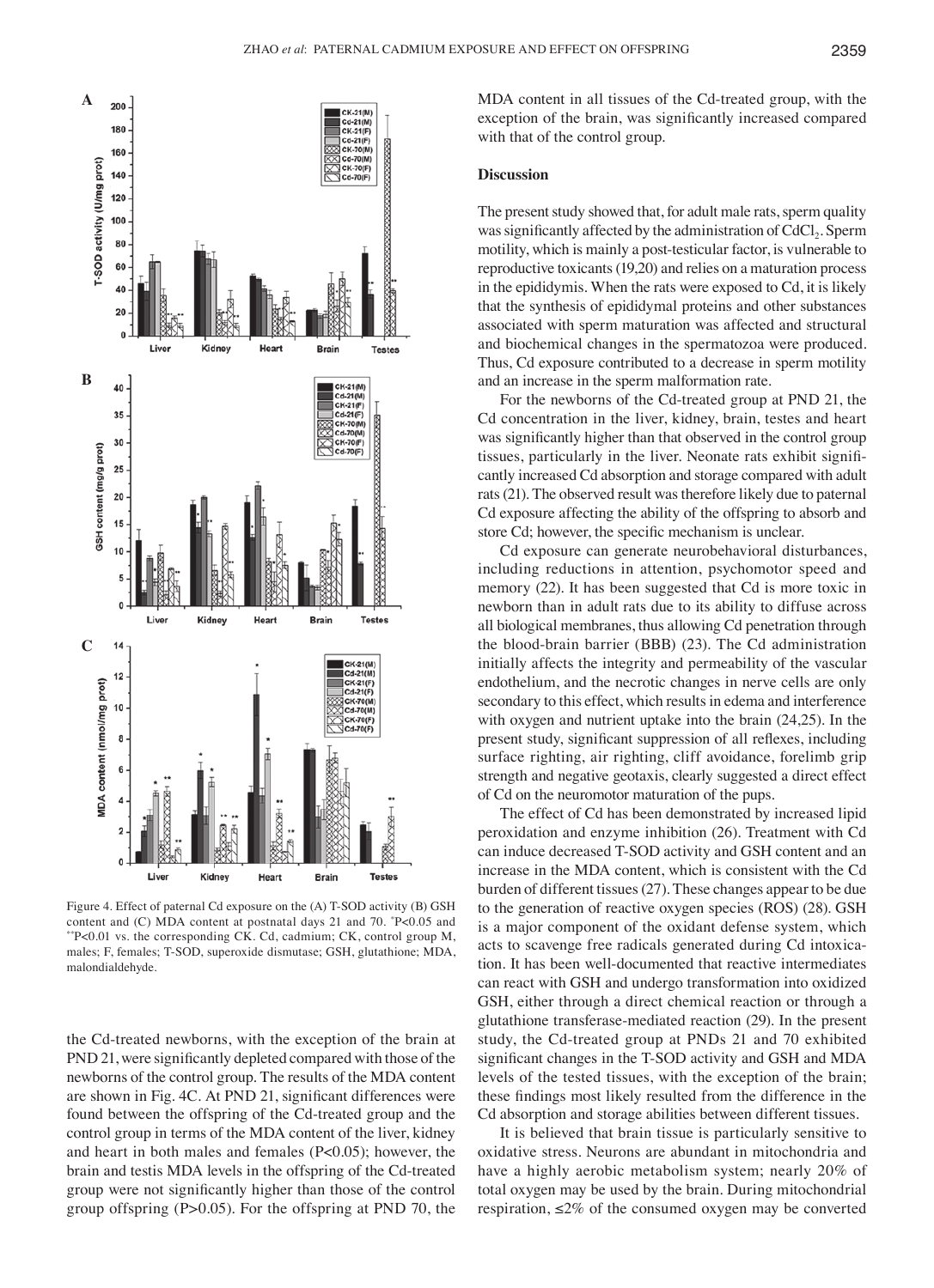Figure 4. Effect of paternal Cd exposure on the (A) T-SOD activity (B) GSH content and (C) MDA content at postnatal days 21 and 70. *P<0.05 and **P<0.01 vs. the corresponding CK. Cd, cadmium; CK, control group M, males; F, females; T-SOD, superoxide dismutase; GSH, glutathione; MDA, malondialdehyde.

the Cd-treated newborns, with the exception of the brain at PND 21, were significantly depleted compared with those of the newborns of the control group. The results of the MDA content are shown in Fig. 4C. At PND 21, significant differences were found between the offspring of the Cd-treated group and the control group in terms of the MDA content of the liver, kidney and heart in both males and females (P<0.05); however, the brain and testis MDA levels in the offspring of the Cd-treated group were not significantly higher than those of the control group offspring (P>0.05). For the offspring at PND 70, the MDA content in all tissues of the Cd-treated group, with the exception of the brain, was significantly increased compared with that of the control group.

## Discussion

The present study showed that, for adult male rats, sperm quality was significantly affected by the administration of $CdCl_2$. Sperm motility, which is mainly a post-testicular factor, is vulnerable to reproductive toxicants (19,20) and relies on a maturation process in the epididymis. When the rats were exposed to Cd, it is likely that the synthesis of epididymal proteins and other substances associated with sperm maturation was affected and structural and biochemical changes in the spermatozoa were produced. Thus, Cd exposure contributed to a decrease in sperm motility and an increase in the sperm malformation rate.

For the newborns of the Cd-treated group at PND 21, the Cd concentration in the liver, kidney, brain, testes and heart was significantly higher than that observed in the control group tissues, particularly in the liver. Neonate rats exhibit significantly increased Cd absorption and storage compared with adult rats (21). The observed result was therefore likely due to paternal Cd exposure affecting the ability of the offspring to absorb and store Cd; however, the specific mechanism is unclear.

Cd exposure can generate neurobehavioral disturbances, including reductions in attention, psychomotor speed and memory (22). It has been suggested that Cd is more toxic in newborn than in adult rats due to its ability to diffuse across all biological membranes, thus allowing Cd penetration through the blood-brain barrier (BBB) (23). The Cd administration initially affects the integrity and permeability of the vascular endothelium, and the necrotic changes in nerve cells are only secondary to this effect, which results in edema and interference with oxygen and nutrient uptake into the brain (24,25). In the present study, significant suppression of all reflexes, including surface righting, air righting, cliff avoidance, forelimb grip strength and negative geotaxis, clearly suggested a direct effect of Cd on the neuromotor maturation of the pups.

The effect of Cd has been demonstrated by increased lipid peroxidation and enzyme inhibition (26). Treatment with Cd can induce decreased T-SOD activity and GSH content and an increase in the MDA content, which is consistent with the Cd burden of different tissues (27). These changes appear to be due to the generation of reactive oxygen species (ROS) (28). GSH is a major component of the oxidant defense system, which acts to scavenge free radicals generated during Cd intoxication. It has been well-documented that reactive intermediates can react with GSH and undergo transformation into oxidized GSH, either through a direct chemical reaction or through a glutathione transferase-mediated reaction (29). In the present study, the Cd-treated group at PNDs 21 and 70 exhibited significant changes in the T-SOD activity and GSH and MDA levels of the tested tissues, with the exception of the brain; these findings most likely resulted from the difference in the Cd absorption and storage abilities between different tissues.

It is believed that brain tissue is particularly sensitive to oxidative stress. Neurons are abundant in mitochondria and have a highly aerobic metabolism system; nearly 20% of total oxygen may be used by the brain. During mitochondrial respiration, ≤2% of the consumed oxygen may be converted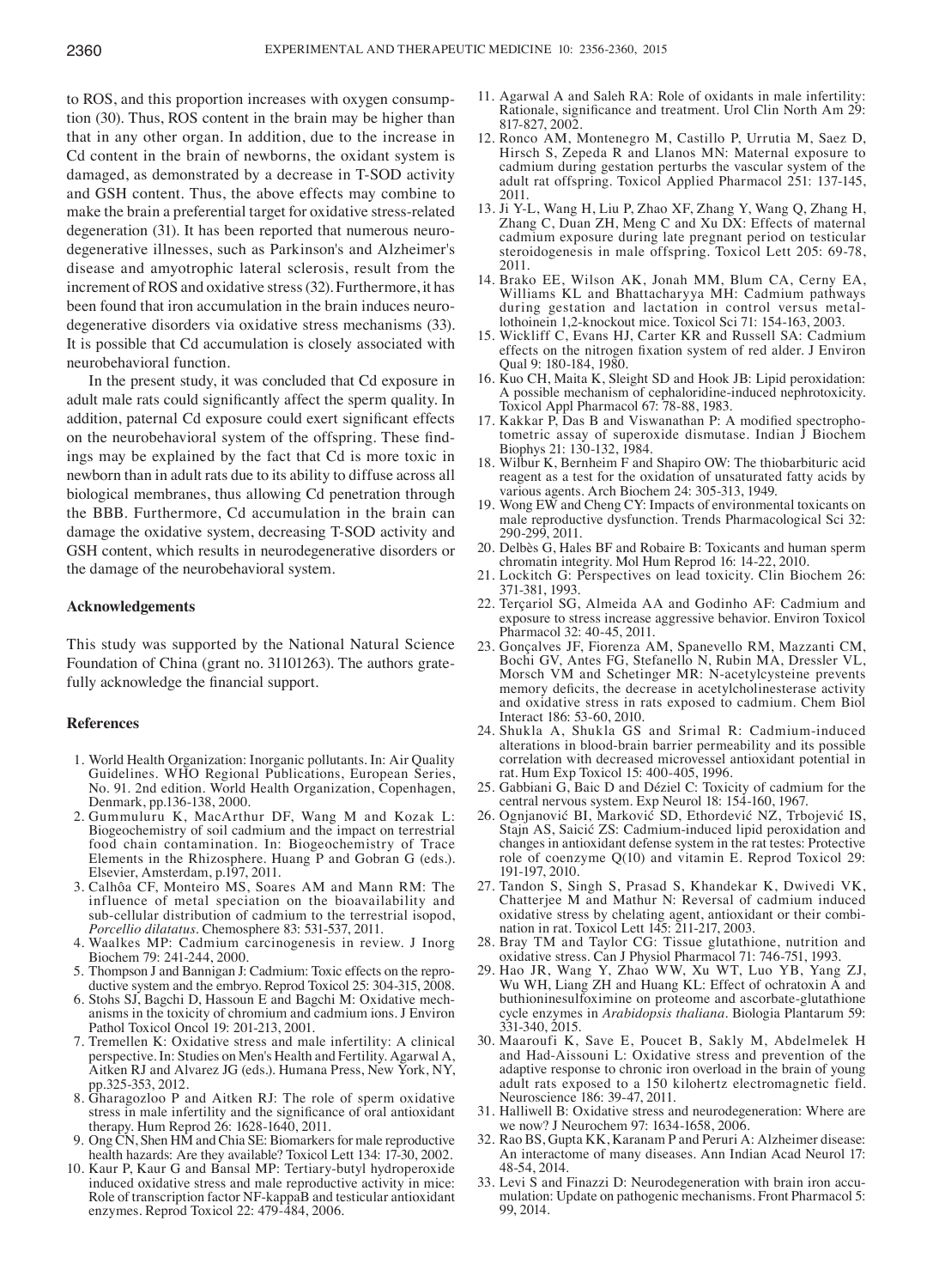to ROS, and this proportion increases with oxygen consumption (30). Thus, ROS content in the brain may be higher than that in any other organ. In addition, due to the increase in Cd content in the brain of newborns, the oxidant system is damaged, as demonstrated by a decrease in T-SOD activity and GSH content. Thus, the above effects may combine to make the brain a preferential target for oxidative stress-related degeneration (31). It has been reported that numerous neurodegenerative illnesses, such as Parkinson's and Alzheimer's disease and amyotrophic lateral sclerosis, result from the increment of ROS and oxidative stress (32). Furthermore, it has been found that iron accumulation in the brain induces neurodegenerative disorders via oxidative stress mechanisms (33). It is possible that Cd accumulation is closely associated with neurobehavioral function.

In the present study, it was concluded that Cd exposure in adult male rats could significantly affect the sperm quality. In addition, paternal Cd exposure could exert significant effects on the neurobehavioral system of the offspring. These findings may be explained by the fact that Cd is more toxic in newborn than in adult rats due to its ability to diffuse across all biological membranes, thus allowing Cd penetration through the BBB. Furthermore, Cd accumulation in the brain can damage the oxidative system, decreasing T-SOD activity and GSH content, which results in neurodegenerative disorders or the damage of the neurobehavioral system.

## Acknowledgements

This study was supported by the National Natural Science Foundation of China (grant no. 31101263). The authors gratefully acknowledge the financial support.

## References

1. World Health Organization: Inorganic pollutants. In: Air Quality Guidelines. WHO Regional Publications, European Series, No. 91. 2nd edition. World Health Organization, Copenhagen, Denmark, pp.136-138, 2000.
2. Gummuluru K, MacArthur DF, Wang M and Kozak L: Biogeochemistry of soil cadmium and the impact on terrestrial food chain contamination. In: Biogeochemistry of Trace Elements in the Rhizosphere. Huang P and Gobran G (eds.). Elsevier, Amsterdam, p.197, 2011.
3. Calhôa CF, Monteiro MS, Soares AM and Mann RM: The influence of metal speciation on the bioavailability and sub-cellular distribution of cadmium to the terrestrial isopod, *Porcellio dilatatus*. Chemosphere 83: 531-537, 2011.
4. Waalkes MP: Cadmium carcinogenesis in review. J Inorg Biochem 79: 241-244, 2000.
5. Thompson J and Bannigan J: Cadmium: Toxic effects on the reproductive system and the embryo. Reprod Toxicol 25: 304-315, 2008.
6. Stohs SJ, Bagchi D, Hassoun E and Bagchi M: Oxidative mechanisms in the toxicity of chromium and cadmium ions. J Environ Pathol Toxicol Oncol 19: 201-213, 2001.
7. Tremellen K: Oxidative stress and male infertility: A clinical perspective. In: Studies on Men's Health and Fertility. Agarwal A, Aitken RJ and Alvarez JG (eds.). Humana Press, New York, NY, pp.325-353, 2012.
8. Gharagozloo P and Aitken RJ: The role of sperm oxidative stress in male infertility and the significance of oral antioxidant therapy. Hum Reprod 26: 1628-1640, 2011.
9. Ong CN, Shen HM and Chia SE: Biomarkers for male reproductive health hazards: Are they available? Toxicol Lett 134: 17-30, 2002.
10. Kaur P, Kaur G and Bansal MP: Tertiary-butyl hydroperoxide induced oxidative stress and male reproductive activity in mice: Role of transcription factor NF-kappaB and testicular antioxidant enzymes. Reprod Toxicol 22: 479-484, 2006.
11. Agarwal A and Saleh RA: Role of oxidants in male infertility: Rationale, significance and treatment. Urol Clin North Am 29: 817-827, 2002.
12. Ronco AM, Montenegro M, Castillo P, Urrutia M, Saez D, Hirsch S, Zepeda R and Llanos MN: Maternal exposure to cadmium during gestation perturbs the vascular system of the adult rat offspring. Toxicol Applied Pharmacol 251: 137-145, 2011.
13. Ji Y-L, Wang H, Liu P, Zhao XF, Zhang Y, Wang Q, Zhang H, Zhang C, Duan ZH, Meng C and Xu DX: Effects of maternal cadmium exposure during late pregnant period on testicular steroidogenesis in male offspring. Toxicol Lett 205: 69-78, 2011.
14. Brako EE, Wilson AK, Jonah MM, Blum CA, Cerny EA, Williams KL and Bhattacharyya MH: Cadmium pathways during gestation and lactation in control versus metallothoinein 1,2-knockout mice. Toxicol Sci 71: 154-163, 2003.
15. Wickliff C, Evans HJ, Carter KR and Russell SA: Cadmium effects on the nitrogen fixation system of red alder. J Environ Qual 9: 180-184, 1980.
16. Kuo CH, Maita K, Sleight SD and Hook JB: Lipid peroxidation: A possible mechanism of cephaloridine-induced nephrotoxicity. Toxicol Appl Pharmacol 67: 78-88, 1983.
17. Kakkar P, Das B and Viswanathan P: A modified spectrophotometric assay of superoxide dismutase. Indian J Biochem Biophys 21: 130-132, 1984.
18. Wilbur K, Bernheim F and Shapiro OW: The thiobarbituric acid reagent as a test for the oxidation of unsaturated fatty acids by various agents. Arch Biochem 24: 305-313, 1949.
19. Wong EW and Cheng CY: Impacts of environmental toxicants on male reproductive dysfunction. Trends Pharmacological Sci 32: 290-299, 2011.
20. Delbès G, Hales BF and Robaire B: Toxicants and human sperm chromatin integrity. Mol Hum Reprod 16: 14-22, 2010.
21. Lockitch G: Perspectives on lead toxicity. Clin Biochem 26: 371-381, 1993.
22. Terçariol SG, Almeida AA and Godinho AF: Cadmium and exposure to stress increase aggressive behavior. Environ Toxicol Pharmacol 32: 40-45, 2011.
23. Gonçalves JF, Fiorenza AM, Spanevello RM, Mazzanti CM, Bochi GV, Antes FG, Stefanello N, Rubin MA, Dressler VL, Morsch VM and Schetinger MR: N-acetylcysteine prevents memory deficits, the decrease in acetylcholinesterase activity and oxidative stress in rats exposed to cadmium. Chem Biol Interact 186: 53-60, 2010.
24. Shukla A, Shukla GS and Srimal R: Cadmium-induced alterations in blood-brain barrier permeability and its possible correlation with decreased microvessel antioxidant potential in rat. Hum Exp Toxicol 15: 400-405, 1996.
25. Gabbiani G, Baic D and Déziel C: Toxicity of cadmium for the central nervous system. Exp Neurol 18: 154-160, 1967.
26. Ognjanović BI, Marković SD, Ethordević NZ, Trbojević IS, Stajn AS, Saicić ZS: Cadmium-induced lipid peroxidation and changes in antioxidant defense system in the rat testes: Protective role of coenzyme Q(10) and vitamin E. Reprod Toxicol 29: 191-197, 2010.
27. Tandon S, Singh S, Prasad S, Khandekar K, Dwivedi VK, Chatterjee M and Mathur N: Reversal of cadmium induced oxidative stress by chelating agent, antioxidant or their combination in rat. Toxicol Lett 145: 211-217, 2003.
28. Bray TM and Taylor CG: Tissue glutathione, nutrition and oxidative stress. Can J Physiol Pharmacol 71: 746-751, 1993.
29. Hao JR, Wang Y, Zhao WW, Xu WT, Luo YB, Yang ZJ, Wu WH, Liang ZH and Huang KL: Effect of ochratoxin A and buthioninesulfoximine on proteome and ascorbate-glutathione cycle enzymes in *Arabidopsis thaliana*. Biologia Plantarum 59: 331-340, 2015.
30. Maaroufi K, Save E, Poucet B, Sakly M, Abdelmelek H and Had-Aissouni L: Oxidative stress and prevention of the adaptive response to chronic iron overload in the brain of young adult rats exposed to a 150 kilohertz electromagnetic field. Neuroscience 186: 39-47, 2011.
31. Halliwell B: Oxidative stress and neurodegeneration: Where are we now? J Neurochem 97: 1634-1658, 2006.
32. Rao BS, Gupta KK, Karanam P and Peruri A: Alzheimer disease: An interactome of many diseases. Ann Indian Acad Neurol 17: 48-54, 2014.
33. Levi S and Finazzi D: Neurodegeneration with brain iron accumulation: Update on pathogenic mechanisms. Front Pharmacol 5: 99, 2014.